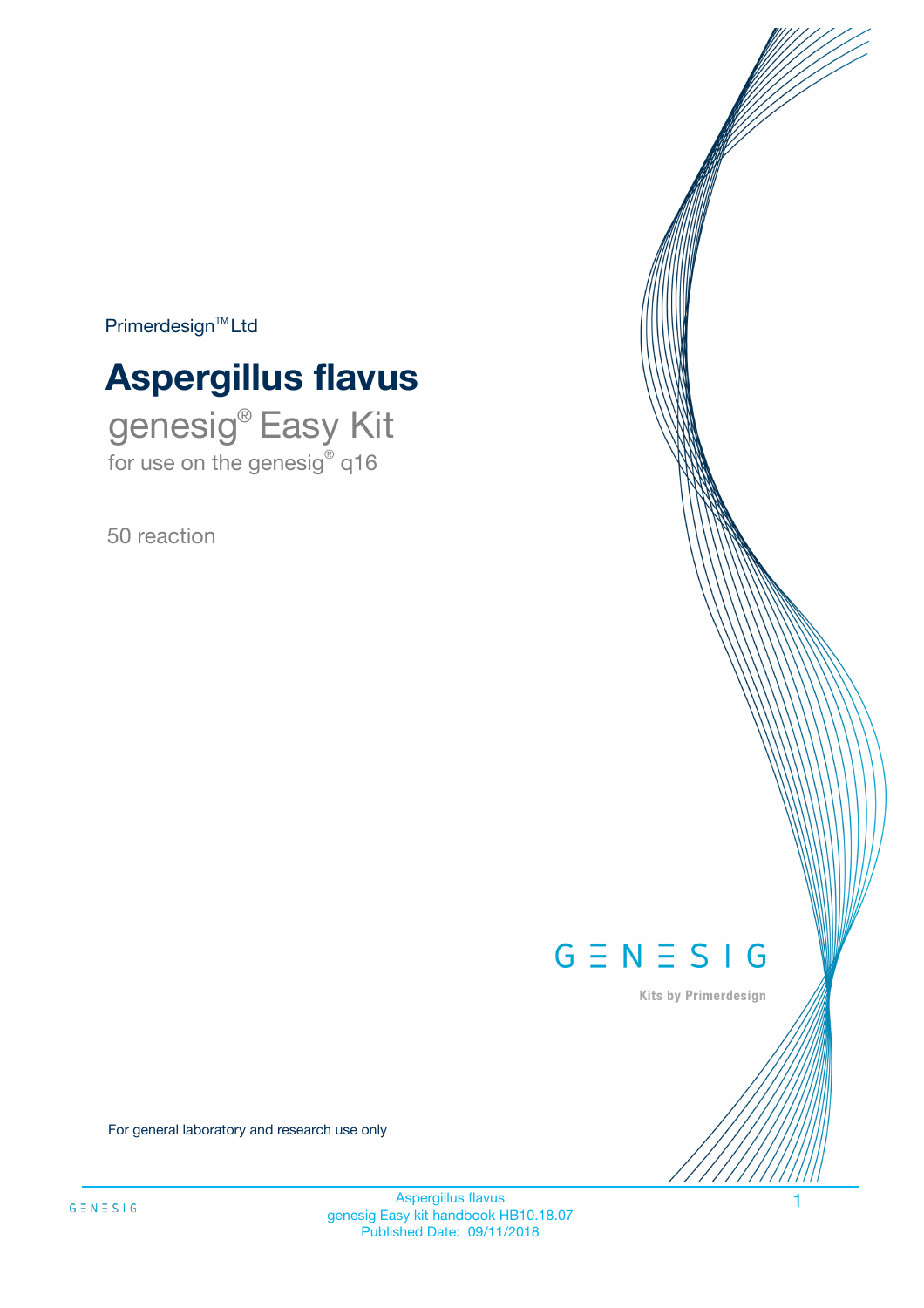Primerdesign™ Ltd

# Aspergillus flavus

## genesig® Easy Kit

for use on the genesig® q16

50 reaction

GENESIG

Kits by Primerdesign

For general laboratory and research use only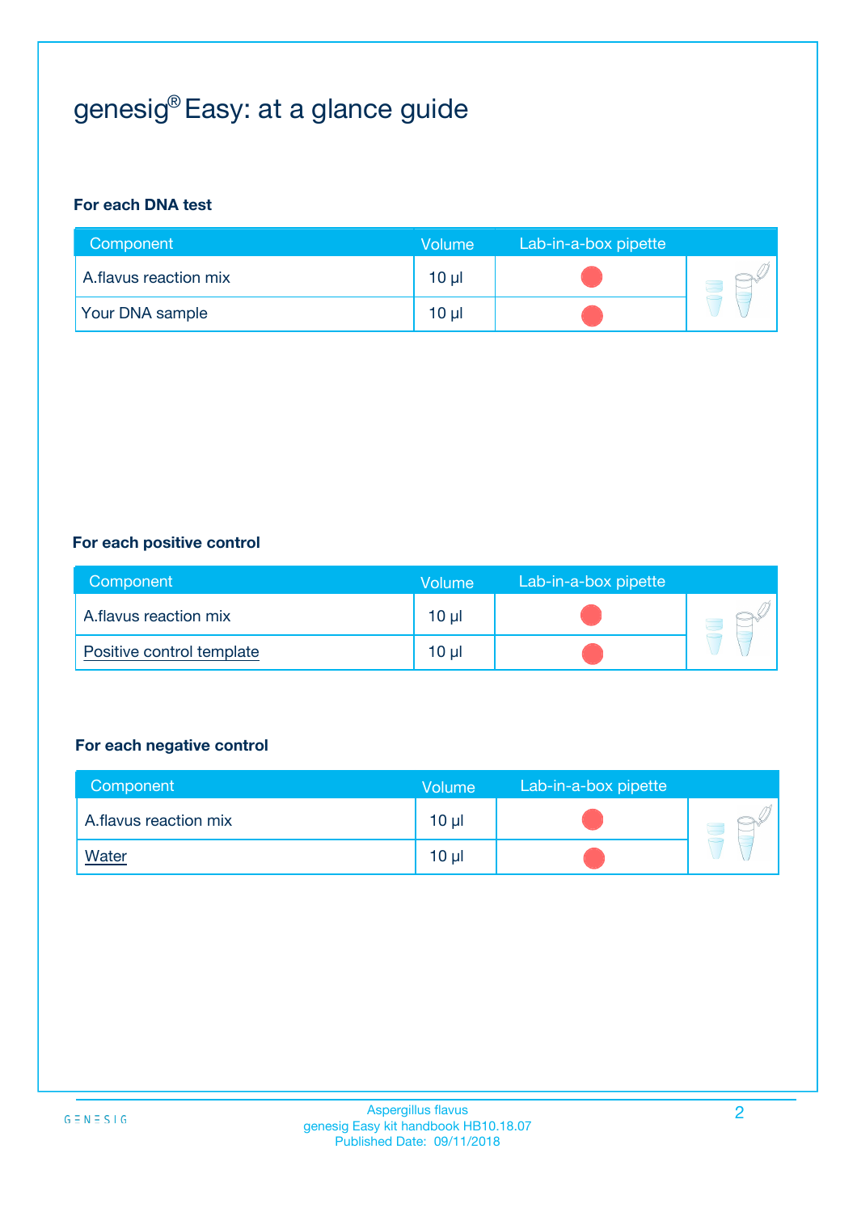# genesig® Easy: at a glance guide

### For each DNA test

| Component | Volume | Lab-in-a-box pipette |
|---|---|---|
| A.flavus reaction mix | 10 µl | |
| Your DNA sample | 10 µl | |

### For each positive control

| Component | Volume | Lab-in-a-box pipette |
|---|---|---|
| A.flavus reaction mix | 10 µl | |
| Positive control template | 10 µl | |

### For each negative control

| Component | Volume | Lab-in-a-box pipette |
|---|---|---|
| A.flavus reaction mix | 10 µl | |
| Water | 10 µl | |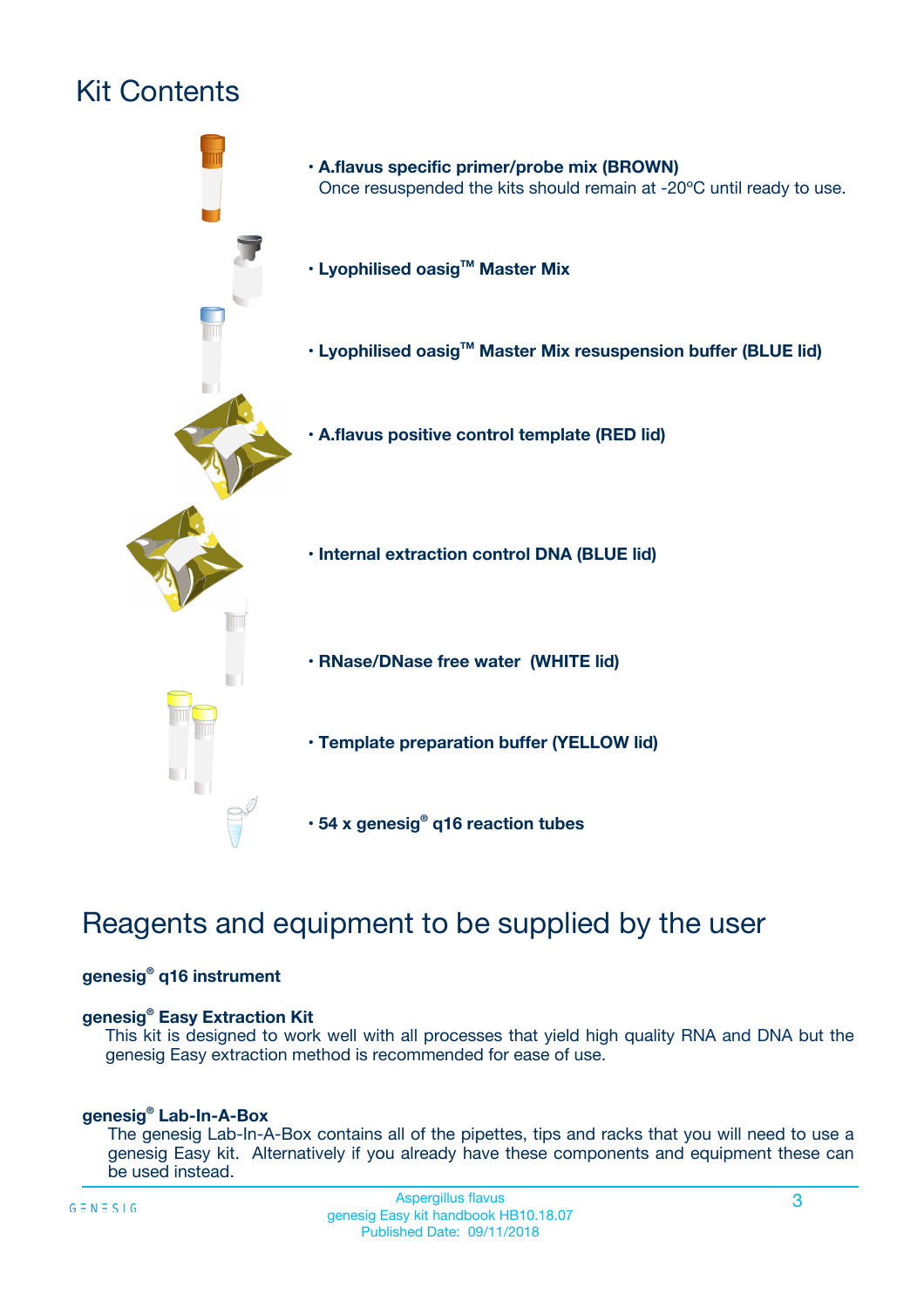# Kit Contents

- **A.flavus specific primer/probe mix (BROWN)**
  Once resuspended the kits should remain at -20ºC until ready to use.
- **Lyophilised oasig™ Master Mix**
- **Lyophilised oasig™ Master Mix resuspension buffer (BLUE lid)**
- **A.flavus positive control template (RED lid)**
- **Internal extraction control DNA (BLUE lid)**
- **RNase/DNase free water (WHITE lid)**
- **Template preparation buffer (YELLOW lid)**
- **54 x genesig® q16 reaction tubes**

# Reagents and equipment to be supplied by the user

**genesig® q16 instrument**

**genesig® Easy Extraction Kit**

This kit is designed to work well with all processes that yield high quality RNA and DNA but the genesig Easy extraction method is recommended for ease of use.

**genesig® Lab-In-A-Box**

The genesig Lab-In-A-Box contains all of the pipettes, tips and racks that you will need to use a genesig Easy kit. Alternatively if you already have these components and equipment these can be used instead.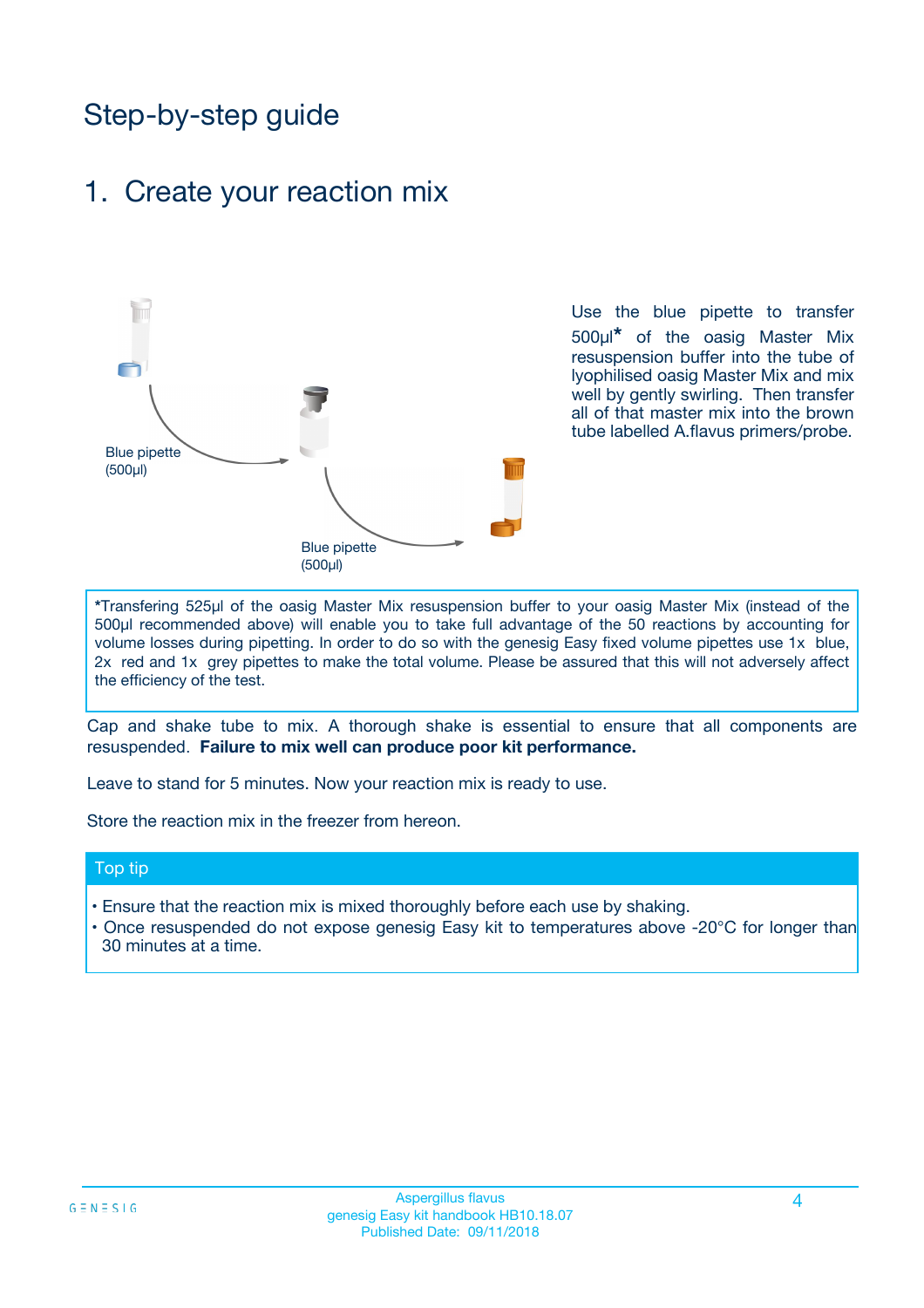# Step-by-step guide

## 1. Create your reaction mix

Blue pipette (500µl)

Blue pipette (500µl)

Use the blue pipette to transfer 500µl* of the oasig Master Mix resuspension buffer into the tube of lyophilised oasig Master Mix and mix well by gently swirling. Then transfer all of that master mix into the brown tube labelled A.flavus primers/probe.

*Transfering 525µl of the oasig Master Mix resuspension buffer to your oasig Master Mix (instead of the 500µl recommended above) will enable you to take full advantage of the 50 reactions by accounting for volume losses during pipetting. In order to do so with the genesig Easy fixed volume pipettes use 1x blue, 2x red and 1x grey pipettes to make the total volume. Please be assured that this will not adversely affect the efficiency of the test.

Cap and shake tube to mix. A thorough shake is essential to ensure that all components are resuspended. **Failure to mix well can produce poor kit performance.**

Leave to stand for 5 minutes. Now your reaction mix is ready to use.

Store the reaction mix in the freezer from hereon.

### Top tip

- Ensure that the reaction mix is mixed thoroughly before each use by shaking.
- Once resuspended do not expose genesig Easy kit to temperatures above -20°C for longer than 30 minutes at a time.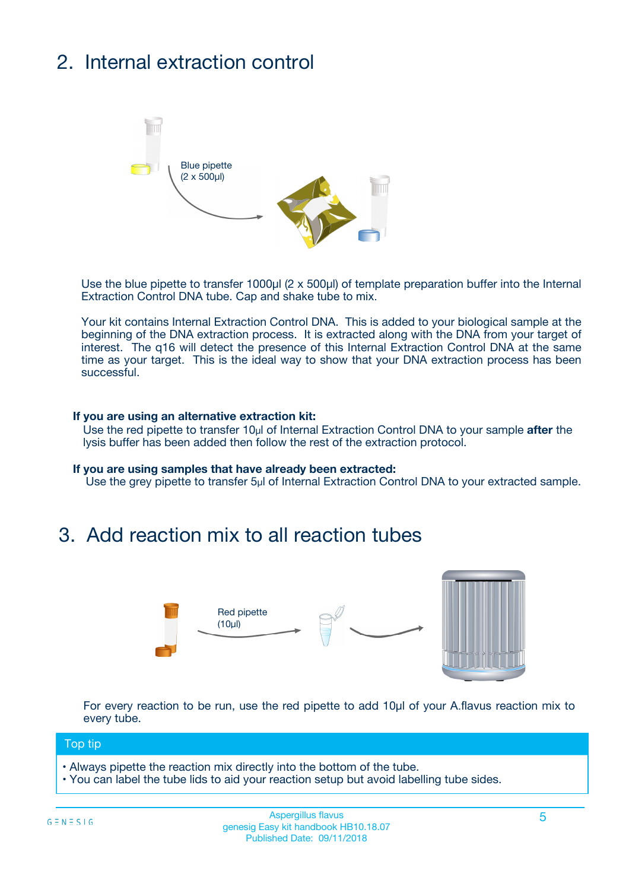## 2. Internal extraction control

Blue pipette
(2 x 500µl)

Use the blue pipette to transfer 1000µl (2 x 500µl) of template preparation buffer into the Internal Extraction Control DNA tube. Cap and shake tube to mix.

Your kit contains Internal Extraction Control DNA. This is added to your biological sample at the beginning of the DNA extraction process. It is extracted along with the DNA from your target of interest. The q16 will detect the presence of this Internal Extraction Control DNA at the same time as your target. This is the ideal way to show that your DNA extraction process has been successful.

**If you are using an alternative extraction kit:**
Use the red pipette to transfer 10µl of Internal Extraction Control DNA to your sample **after** the lysis buffer has been added then follow the rest of the extraction protocol.

**If you are using samples that have already been extracted:**
Use the grey pipette to transfer 5µl of Internal Extraction Control DNA to your extracted sample.

## 3. Add reaction mix to all reaction tubes

Red pipette
(10µl)

For every reaction to be run, use the red pipette to add 10µl of your A.flavus reaction mix to every tube.

**Top tip**

- Always pipette the reaction mix directly into the bottom of the tube.
- You can label the tube lids to aid your reaction setup but avoid labelling tube sides.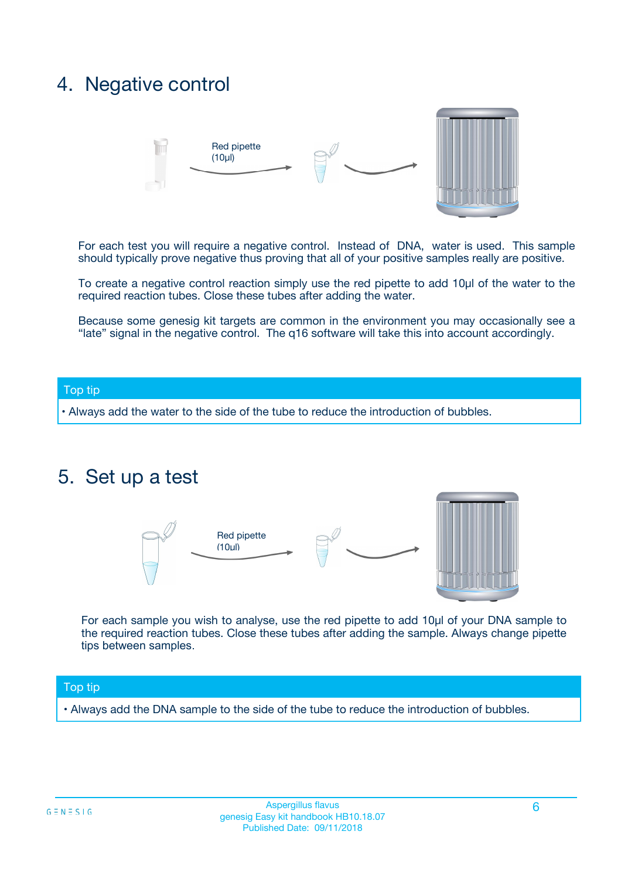## 4. Negative control

Red pipette (10µl)

For each test you will require a negative control. Instead of DNA, water is used. This sample should typically prove negative thus proving that all of your positive samples really are positive.

To create a negative control reaction simply use the red pipette to add 10µl of the water to the required reaction tubes. Close these tubes after adding the water.

Because some genesig kit targets are common in the environment you may occasionally see a “late” signal in the negative control. The q16 software will take this into account accordingly.

**Top tip**

- Always add the water to the side of the tube to reduce the introduction of bubbles.

## 5. Set up a test

Red pipette (10µl)

For each sample you wish to analyse, use the red pipette to add 10µl of your DNA sample to the required reaction tubes. Close these tubes after adding the sample. Always change pipette tips between samples.

**Top tip**

- Always add the DNA sample to the side of the tube to reduce the introduction of bubbles.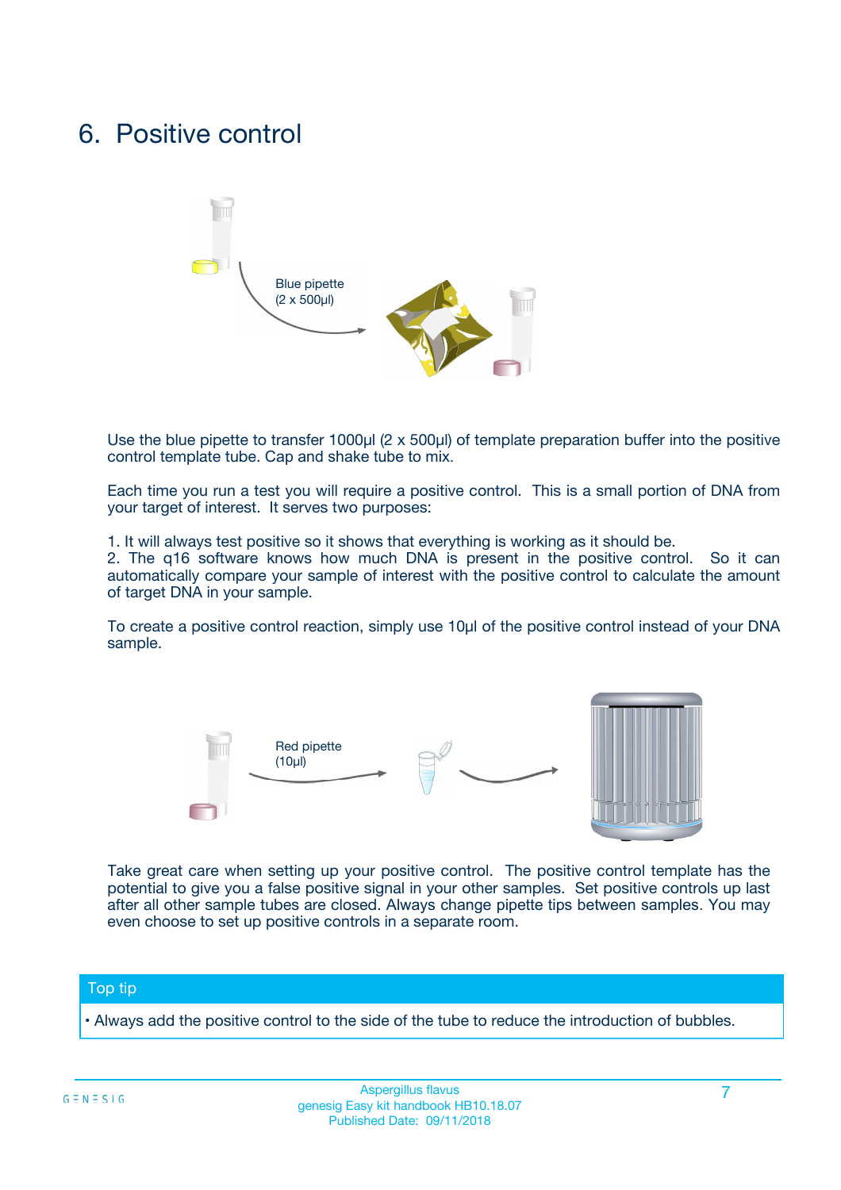# 6. Positive control

Blue pipette (2 x 500µl)

Use the blue pipette to transfer 1000µl (2 x 500µl) of template preparation buffer into the positive control template tube. Cap and shake tube to mix.

Each time you run a test you will require a positive control. This is a small portion of DNA from your target of interest. It serves two purposes:

1. It will always test positive so it shows that everything is working as it should be.
2. The q16 software knows how much DNA is present in the positive control. So it can automatically compare your sample of interest with the positive control to calculate the amount of target DNA in your sample.

To create a positive control reaction, simply use 10µl of the positive control instead of your DNA sample.

Red pipette (10µl)

Take great care when setting up your positive control. The positive control template has the potential to give you a false positive signal in your other samples. Set positive controls up last after all other sample tubes are closed. Always change pipette tips between samples. You may even choose to set up positive controls in a separate room.

## Top tip

- Always add the positive control to the side of the tube to reduce the introduction of bubbles.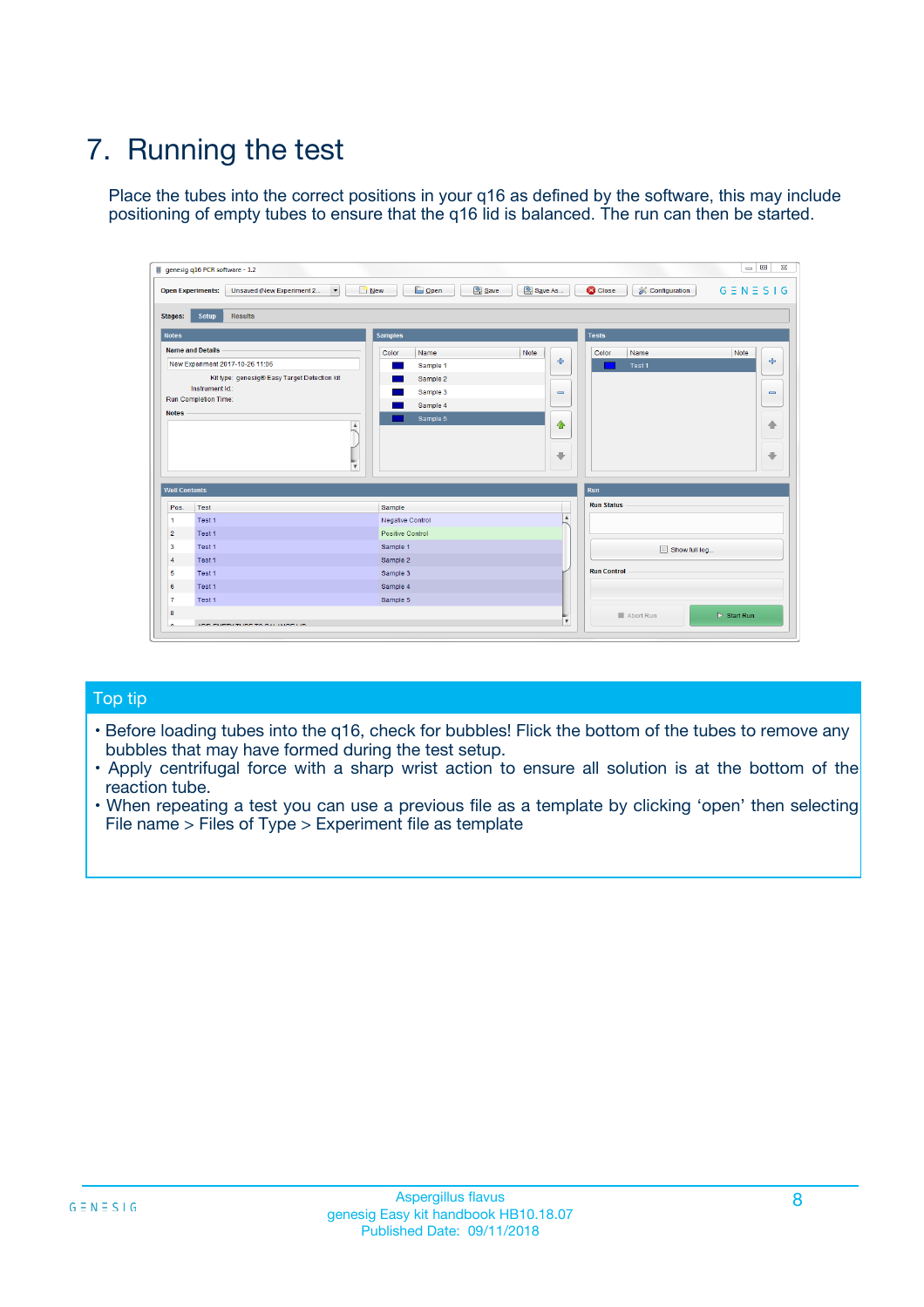# 7. Running the test

Place the tubes into the correct positions in your q16 as defined by the software, this may include positioning of empty tubes to ensure that the q16 lid is balanced. The run can then be started.

## Top tip

- Before loading tubes into the q16, check for bubbles! Flick the bottom of the tubes to remove any bubbles that may have formed during the test setup.
- Apply centrifugal force with a sharp wrist action to ensure all solution is at the bottom of the reaction tube.
- When repeating a test you can use a previous file as a template by clicking 'open' then selecting File name > Files of Type > Experiment file as template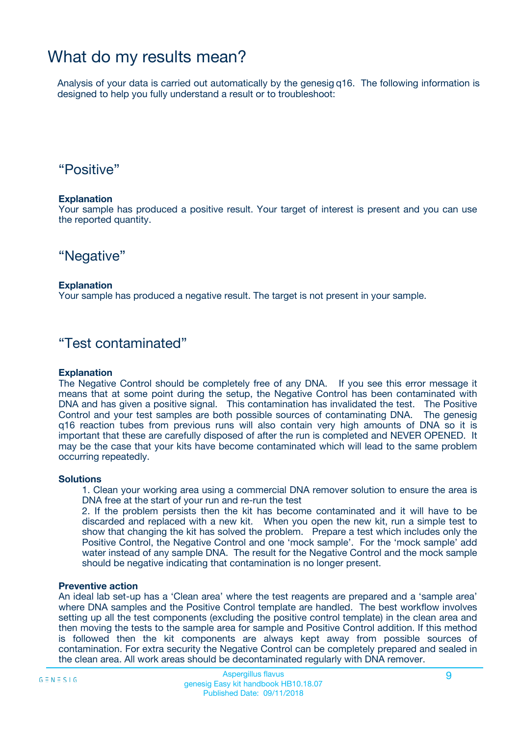# What do my results mean?

Analysis of your data is carried out automatically by the genesig q16. The following information is designed to help you fully understand a result or to troubleshoot:

## “Positive”

**Explanation**
Your sample has produced a positive result. Your target of interest is present and you can use the reported quantity.

## “Negative”

**Explanation**
Your sample has produced a negative result. The target is not present in your sample.

## “Test contaminated”

**Explanation**
The Negative Control should be completely free of any DNA. If you see this error message it means that at some point during the setup, the Negative Control has been contaminated with DNA and has given a positive signal. This contamination has invalidated the test. The Positive Control and your test samples are both possible sources of contaminating DNA. The genesig q16 reaction tubes from previous runs will also contain very high amounts of DNA so it is important that these are carefully disposed of after the run is completed and NEVER OPENED. It may be the case that your kits have become contaminated which will lead to the same problem occurring repeatedly.

**Solutions**

1. Clean your working area using a commercial DNA remover solution to ensure the area is DNA free at the start of your run and re-run the test
2. If the problem persists then the kit has become contaminated and it will have to be discarded and replaced with a new kit. When you open the new kit, run a simple test to show that changing the kit has solved the problem. Prepare a test which includes only the Positive Control, the Negative Control and one ‘mock sample’. For the ‘mock sample’ add water instead of any sample DNA. The result for the Negative Control and the mock sample should be negative indicating that contamination is no longer present.

**Preventive action**
An ideal lab set-up has a ‘Clean area’ where the test reagents are prepared and a ‘sample area’ where DNA samples and the Positive Control template are handled. The best workflow involves setting up all the test components (excluding the positive control template) in the clean area and then moving the tests to the sample area for sample and Positive Control addition. If this method is followed then the kit components are always kept away from possible sources of contamination. For extra security the Negative Control can be completely prepared and sealed in the clean area. All work areas should be decontaminated regularly with DNA remover.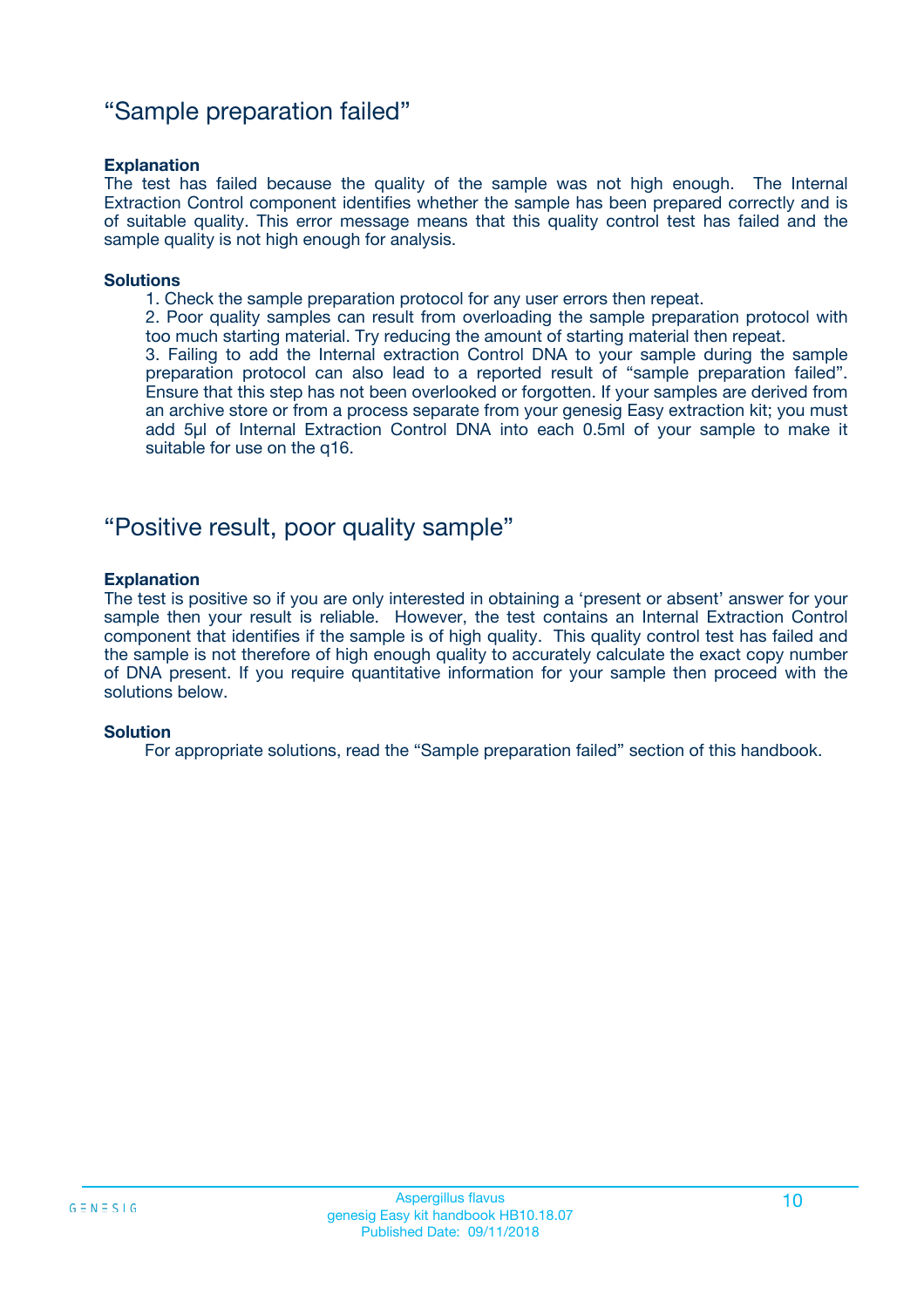## "Sample preparation failed"

**Explanation**

The test has failed because the quality of the sample was not high enough. The Internal Extraction Control component identifies whether the sample has been prepared correctly and is of suitable quality. This error message means that this quality control test has failed and the sample quality is not high enough for analysis.

**Solutions**

1. Check the sample preparation protocol for any user errors then repeat.
2. Poor quality samples can result from overloading the sample preparation protocol with too much starting material. Try reducing the amount of starting material then repeat.
3. Failing to add the Internal extraction Control DNA to your sample during the sample preparation protocol can also lead to a reported result of "sample preparation failed". Ensure that this step has not been overlooked or forgotten. If your samples are derived from an archive store or from a process separate from your genesig Easy extraction kit; you must add 5µl of Internal Extraction Control DNA into each 0.5ml of your sample to make it suitable for use on the q16.

## "Positive result, poor quality sample"

**Explanation**

The test is positive so if you are only interested in obtaining a 'present or absent' answer for your sample then your result is reliable. However, the test contains an Internal Extraction Control component that identifies if the sample is of high quality. This quality control test has failed and the sample is not therefore of high enough quality to accurately calculate the exact copy number of DNA present. If you require quantitative information for your sample then proceed with the solutions below.

**Solution**

For appropriate solutions, read the "Sample preparation failed" section of this handbook.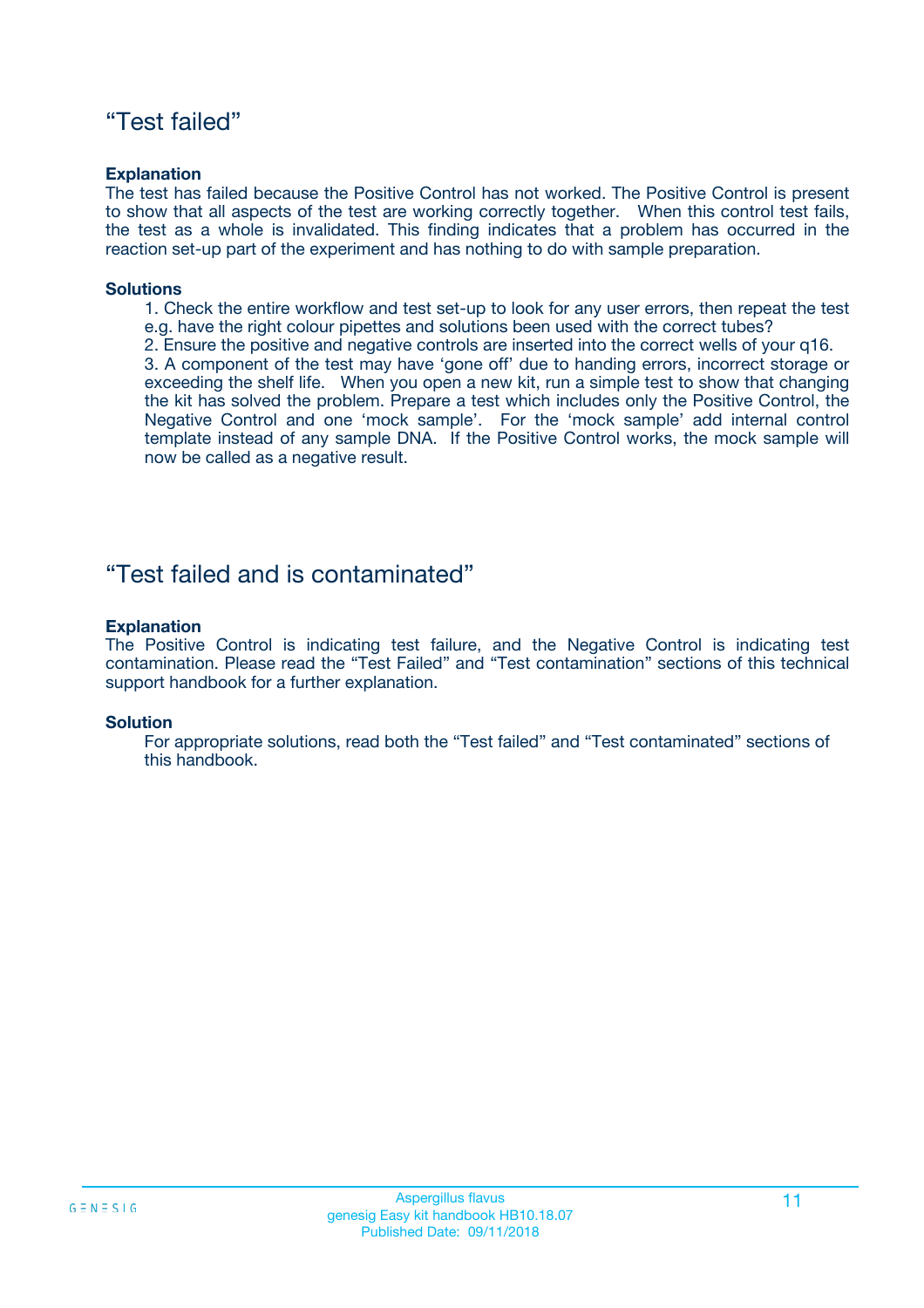## “Test failed”

**Explanation**

The test has failed because the Positive Control has not worked. The Positive Control is present to show that all aspects of the test are working correctly together. When this control test fails, the test as a whole is invalidated. This finding indicates that a problem has occurred in the reaction set-up part of the experiment and has nothing to do with sample preparation.

**Solutions**

1. Check the entire workflow and test set-up to look for any user errors, then repeat the test e.g. have the right colour pipettes and solutions been used with the correct tubes?
2. Ensure the positive and negative controls are inserted into the correct wells of your q16.
3. A component of the test may have ‘gone off’ due to handing errors, incorrect storage or exceeding the shelf life. When you open a new kit, run a simple test to show that changing the kit has solved the problem. Prepare a test which includes only the Positive Control, the Negative Control and one ‘mock sample’. For the ‘mock sample’ add internal control template instead of any sample DNA. If the Positive Control works, the mock sample will now be called as a negative result.

## “Test failed and is contaminated”

**Explanation**

The Positive Control is indicating test failure, and the Negative Control is indicating test contamination. Please read the “Test Failed” and “Test contamination” sections of this technical support handbook for a further explanation.

**Solution**

For appropriate solutions, read both the “Test failed” and “Test contaminated” sections of this handbook.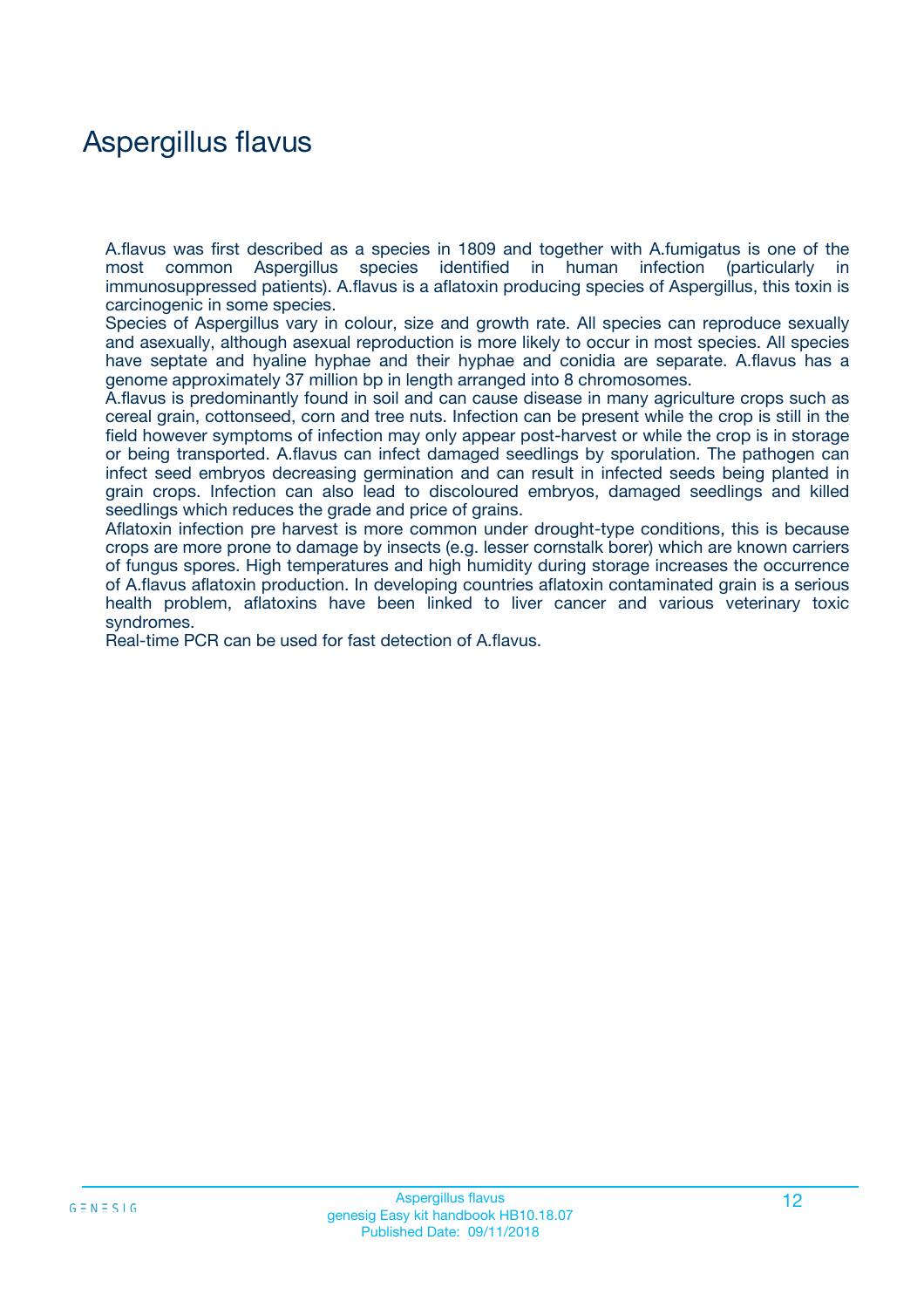# Aspergillus flavus

A.flavus was first described as a species in 1809 and together with A.fumigatus is one of the most common Aspergillus species identified in human infection (particularly in immunosuppressed patients). A.flavus is a aflatoxin producing species of Aspergillus, this toxin is carcinogenic in some species.

Species of Aspergillus vary in colour, size and growth rate. All species can reproduce sexually and asexually, although asexual reproduction is more likely to occur in most species. All species have septate and hyaline hyphae and their hyphae and conidia are separate. A.flavus has a genome approximately 37 million bp in length arranged into 8 chromosomes.

A.flavus is predominantly found in soil and can cause disease in many agriculture crops such as cereal grain, cottonseed, corn and tree nuts. Infection can be present while the crop is still in the field however symptoms of infection may only appear post-harvest or while the crop is in storage or being transported. A.flavus can infect damaged seedlings by sporulation. The pathogen can infect seed embryos decreasing germination and can result in infected seeds being planted in grain crops. Infection can also lead to discoloured embryos, damaged seedlings and killed seedlings which reduces the grade and price of grains.

Aflatoxin infection pre harvest is more common under drought-type conditions, this is because crops are more prone to damage by insects (e.g. lesser cornstalk borer) which are known carriers of fungus spores. High temperatures and high humidity during storage increases the occurrence of A.flavus aflatoxin production. In developing countries aflatoxin contaminated grain is a serious health problem, aflatoxins have been linked to liver cancer and various veterinary toxic syndromes.

Real-time PCR can be used for fast detection of A.flavus.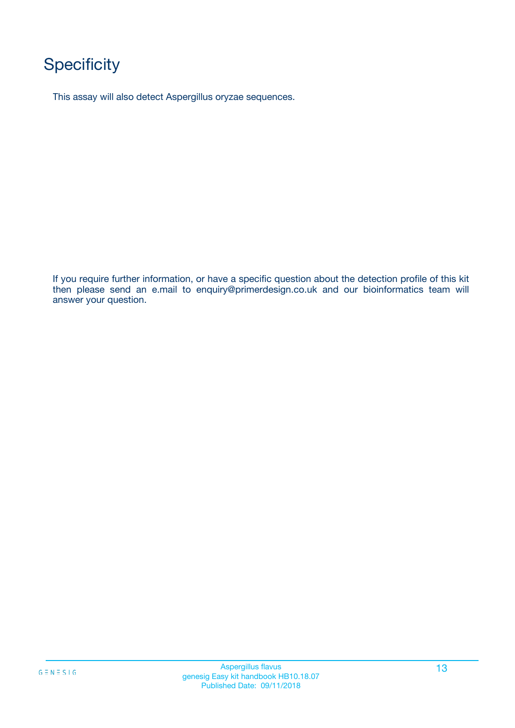# Specificity

This assay will also detect Aspergillus oryzae sequences.

If you require further information, or have a specific question about the detection profile of this kit then please send an e.mail to enquiry@primerdesign.co.uk and our bioinformatics team will answer your question.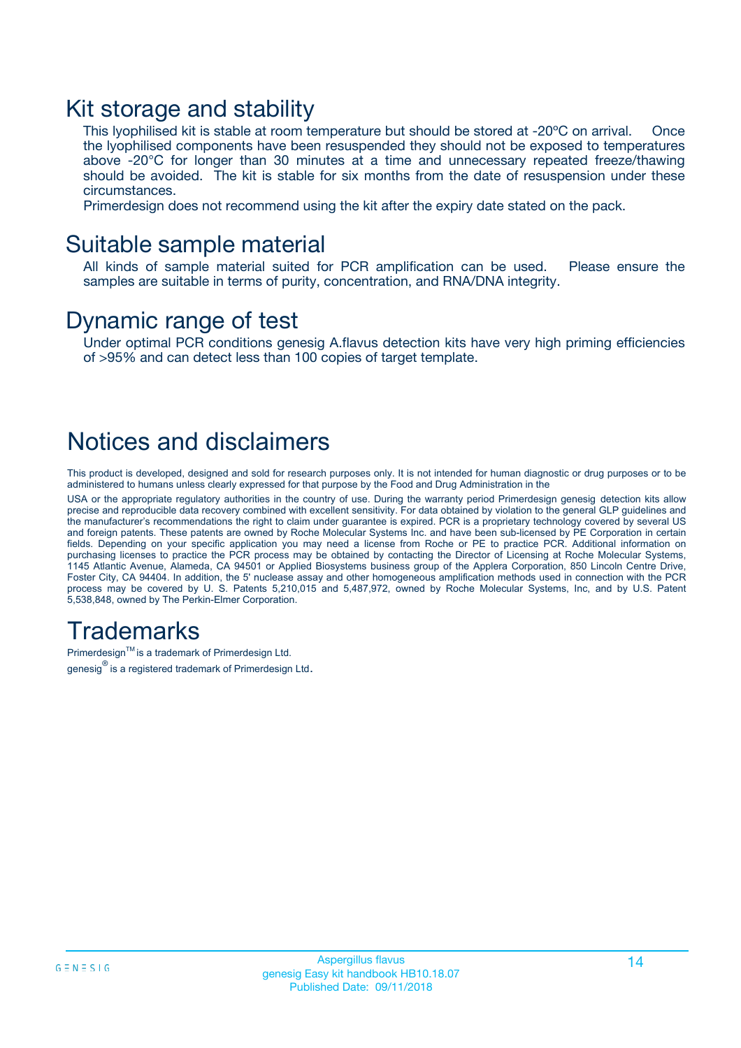## Kit storage and stability

This lyophilised kit is stable at room temperature but should be stored at -20ºC on arrival. Once the lyophilised components have been resuspended they should not be exposed to temperatures above -20°C for longer than 30 minutes at a time and unnecessary repeated freeze/thawing should be avoided. The kit is stable for six months from the date of resuspension under these circumstances.

Primerdesign does not recommend using the kit after the expiry date stated on the pack.

## Suitable sample material

All kinds of sample material suited for PCR amplification can be used. Please ensure the samples are suitable in terms of purity, concentration, and RNA/DNA integrity.

## Dynamic range of test

Under optimal PCR conditions genesig A.flavus detection kits have very high priming efficiencies of >95% and can detect less than 100 copies of target template.

# Notices and disclaimers

This product is developed, designed and sold for research purposes only. It is not intended for human diagnostic or drug purposes or to be administered to humans unless clearly expressed for that purpose by the Food and Drug Administration in the

USA or the appropriate regulatory authorities in the country of use. During the warranty period Primerdesign genesig detection kits allow precise and reproducible data recovery combined with excellent sensitivity. For data obtained by violation to the general GLP guidelines and the manufacturer's recommendations the right to claim under guarantee is expired. PCR is a proprietary technology covered by several US and foreign patents. These patents are owned by Roche Molecular Systems Inc. and have been sub-licensed by PE Corporation in certain fields. Depending on your specific application you may need a license from Roche or PE to practice PCR. Additional information on purchasing licenses to practice the PCR process may be obtained by contacting the Director of Licensing at Roche Molecular Systems, 1145 Atlantic Avenue, Alameda, CA 94501 or Applied Biosystems business group of the Applera Corporation, 850 Lincoln Centre Drive, Foster City, CA 94404. In addition, the 5' nuclease assay and other homogeneous amplification methods used in connection with the PCR process may be covered by U. S. Patents 5,210,015 and 5,487,972, owned by Roche Molecular Systems, Inc, and by U.S. Patent 5,538,848, owned by The Perkin-Elmer Corporation.

# Trademarks

Primerdesign™ is a trademark of Primerdesign Ltd.

genesig® is a registered trademark of Primerdesign Ltd.